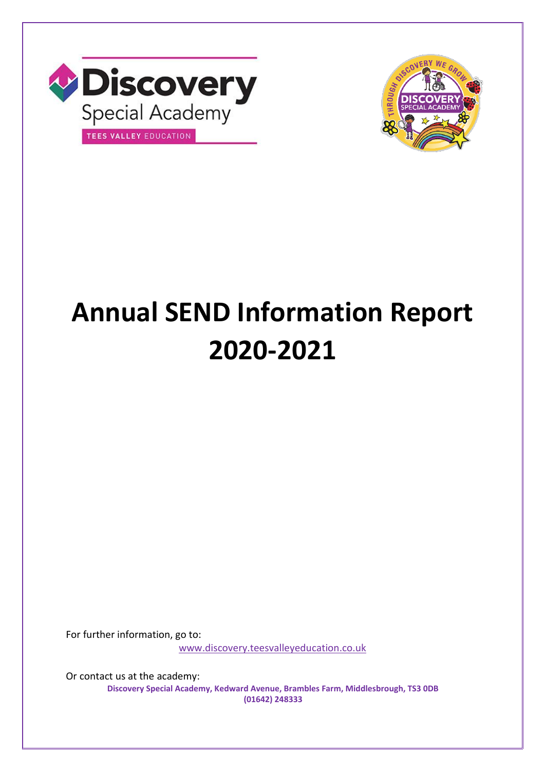# Annual SEND Information Report 2020-2021

For further information, go to:

www.discovery.teesvalleyeducation.co.uk

Or contact us at the academy:

**Discovery Special Academy, Kedward Avenue, Brambles Farm, Middlesbrough, TS3 0DB**

**(01642) 248333**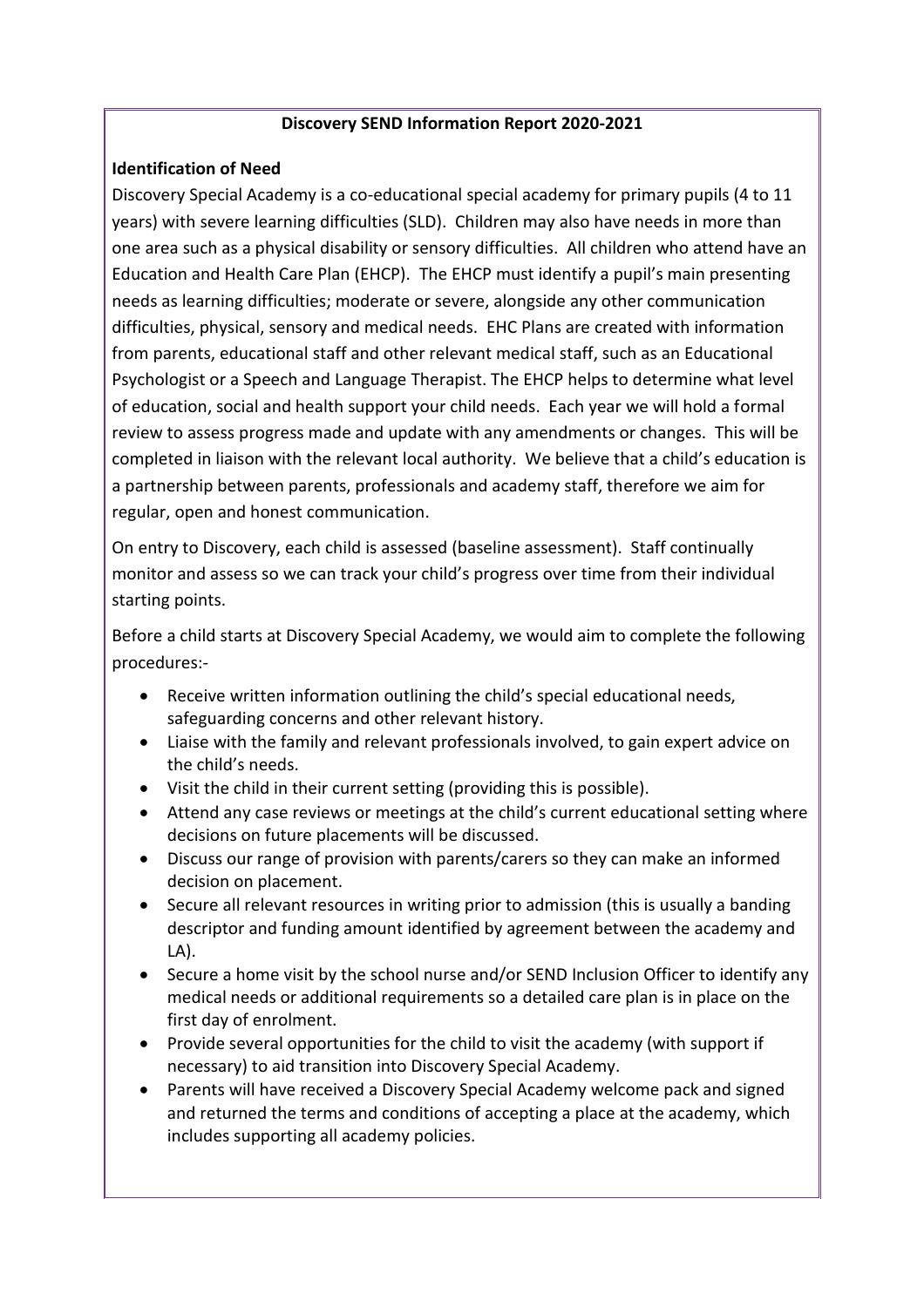**Discovery SEND Information Report 2020-2021**

**Identification of Need**

Discovery Special Academy is a co-educational special academy for primary pupils (4 to 11 years) with severe learning difficulties (SLD). Children may also have needs in more than one area such as a physical disability or sensory difficulties. All children who attend have an Education and Health Care Plan (EHCP). The EHCP must identify a pupil's main presenting needs as learning difficulties; moderate or severe, alongside any other communication difficulties, physical, sensory and medical needs. EHC Plans are created with information from parents, educational staff and other relevant medical staff, such as an Educational Psychologist or a Speech and Language Therapist. The EHCP helps to determine what level of education, social and health support your child needs. Each year we will hold a formal review to assess progress made and update with any amendments or changes. This will be completed in liaison with the relevant local authority. We believe that a child's education is a partnership between parents, professionals and academy staff, therefore we aim for regular, open and honest communication.

On entry to Discovery, each child is assessed (baseline assessment). Staff continually monitor and assess so we can track your child's progress over time from their individual starting points.

Before a child starts at Discovery Special Academy, we would aim to complete the following procedures:-

- Receive written information outlining the child's special educational needs, safeguarding concerns and other relevant history.
- Liaise with the family and relevant professionals involved, to gain expert advice on the child's needs.
- Visit the child in their current setting (providing this is possible).
- Attend any case reviews or meetings at the child's current educational setting where decisions on future placements will be discussed.
- Discuss our range of provision with parents/carers so they can make an informed decision on placement.
- Secure all relevant resources in writing prior to admission (this is usually a banding descriptor and funding amount identified by agreement between the academy and LA).
- Secure a home visit by the school nurse and/or SEND Inclusion Officer to identify any medical needs or additional requirements so a detailed care plan is in place on the first day of enrolment.
- Provide several opportunities for the child to visit the academy (with support if necessary) to aid transition into Discovery Special Academy.
- Parents will have received a Discovery Special Academy welcome pack and signed and returned the terms and conditions of accepting a place at the academy, which includes supporting all academy policies.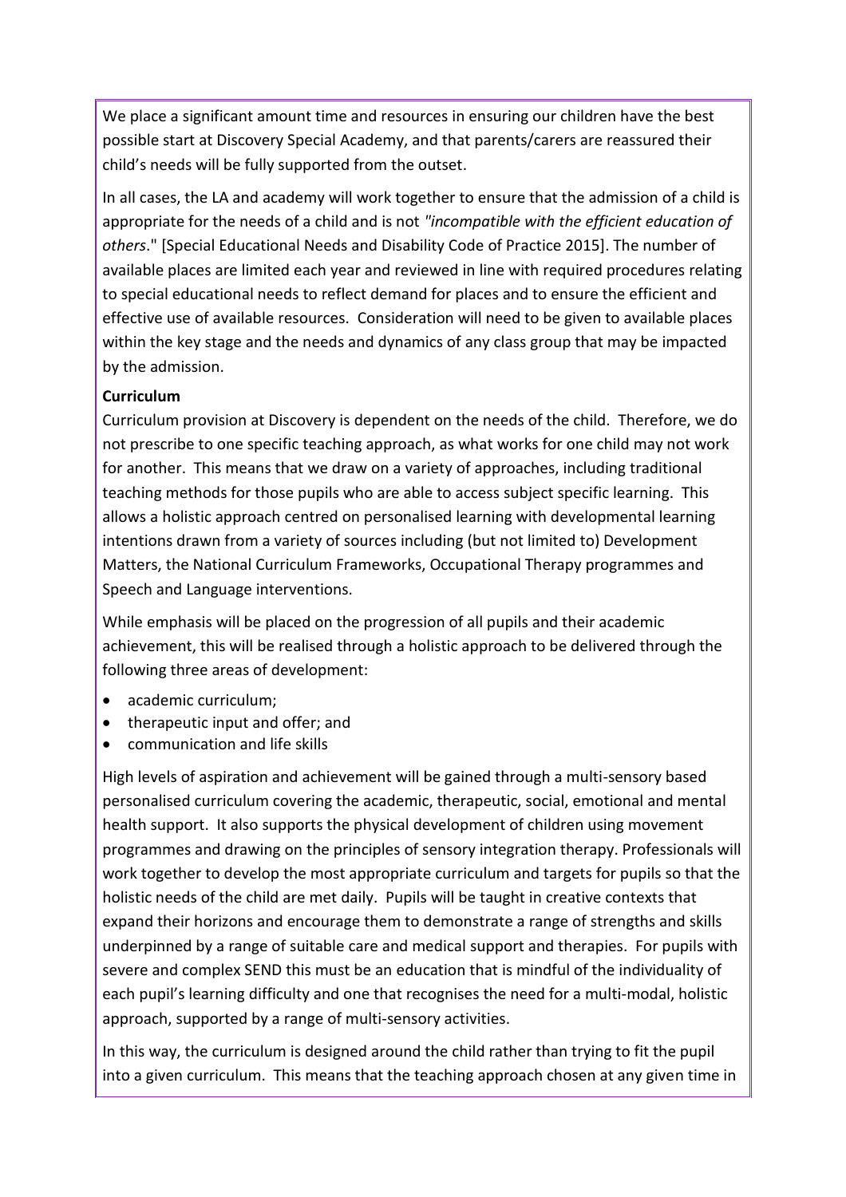We place a significant amount time and resources in ensuring our children have the best possible start at Discovery Special Academy, and that parents/carers are reassured their child's needs will be fully supported from the outset.

In all cases, the LA and academy will work together to ensure that the admission of a child is appropriate for the needs of a child and is not *"incompatible with the efficient education of others*." [Special Educational Needs and Disability Code of Practice 2015]. The number of available places are limited each year and reviewed in line with required procedures relating to special educational needs to reflect demand for places and to ensure the efficient and effective use of available resources. Consideration will need to be given to available places within the key stage and the needs and dynamics of any class group that may be impacted by the admission.

**Curriculum**

Curriculum provision at Discovery is dependent on the needs of the child. Therefore, we do not prescribe to one specific teaching approach, as what works for one child may not work for another. This means that we draw on a variety of approaches, including traditional teaching methods for those pupils who are able to access subject specific learning. This allows a holistic approach centred on personalised learning with developmental learning intentions drawn from a variety of sources including (but not limited to) Development Matters, the National Curriculum Frameworks, Occupational Therapy programmes and Speech and Language interventions.

While emphasis will be placed on the progression of all pupils and their academic achievement, this will be realised through a holistic approach to be delivered through the following three areas of development:

- academic curriculum;
- therapeutic input and offer; and
- communication and life skills

High levels of aspiration and achievement will be gained through a multi-sensory based personalised curriculum covering the academic, therapeutic, social, emotional and mental health support. It also supports the physical development of children using movement programmes and drawing on the principles of sensory integration therapy. Professionals will work together to develop the most appropriate curriculum and targets for pupils so that the holistic needs of the child are met daily. Pupils will be taught in creative contexts that expand their horizons and encourage them to demonstrate a range of strengths and skills underpinned by a range of suitable care and medical support and therapies. For pupils with severe and complex SEND this must be an education that is mindful of the individuality of each pupil's learning difficulty and one that recognises the need for a multi-modal, holistic approach, supported by a range of multi-sensory activities.

In this way, the curriculum is designed around the child rather than trying to fit the pupil into a given curriculum. This means that the teaching approach chosen at any given time in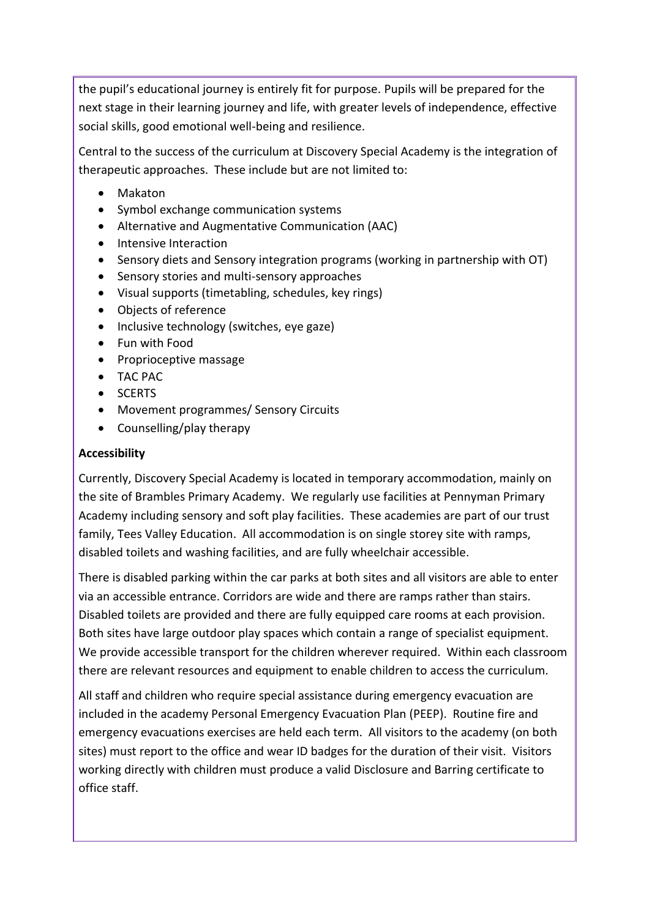the pupil's educational journey is entirely fit for purpose. Pupils will be prepared for the next stage in their learning journey and life, with greater levels of independence, effective social skills, good emotional well-being and resilience.

Central to the success of the curriculum at Discovery Special Academy is the integration of therapeutic approaches. These include but are not limited to:

- Makaton
- Symbol exchange communication systems
- Alternative and Augmentative Communication (AAC)
- Intensive Interaction
- Sensory diets and Sensory integration programs (working in partnership with OT)
- Sensory stories and multi-sensory approaches
- Visual supports (timetabling, schedules, key rings)
- Objects of reference
- Inclusive technology (switches, eye gaze)
- Fun with Food
- Proprioceptive massage
- TAC PAC
- SCERTS
- Movement programmes/ Sensory Circuits
- Counselling/play therapy

**Accessibility**

Currently, Discovery Special Academy is located in temporary accommodation, mainly on the site of Brambles Primary Academy. We regularly use facilities at Pennyman Primary Academy including sensory and soft play facilities. These academies are part of our trust family, Tees Valley Education. All accommodation is on single storey site with ramps, disabled toilets and washing facilities, and are fully wheelchair accessible.

There is disabled parking within the car parks at both sites and all visitors are able to enter via an accessible entrance. Corridors are wide and there are ramps rather than stairs. Disabled toilets are provided and there are fully equipped care rooms at each provision. Both sites have large outdoor play spaces which contain a range of specialist equipment. We provide accessible transport for the children wherever required. Within each classroom there are relevant resources and equipment to enable children to access the curriculum.

All staff and children who require special assistance during emergency evacuation are included in the academy Personal Emergency Evacuation Plan (PEEP). Routine fire and emergency evacuations exercises are held each term. All visitors to the academy (on both sites) must report to the office and wear ID badges for the duration of their visit. Visitors working directly with children must produce a valid Disclosure and Barring certificate to office staff.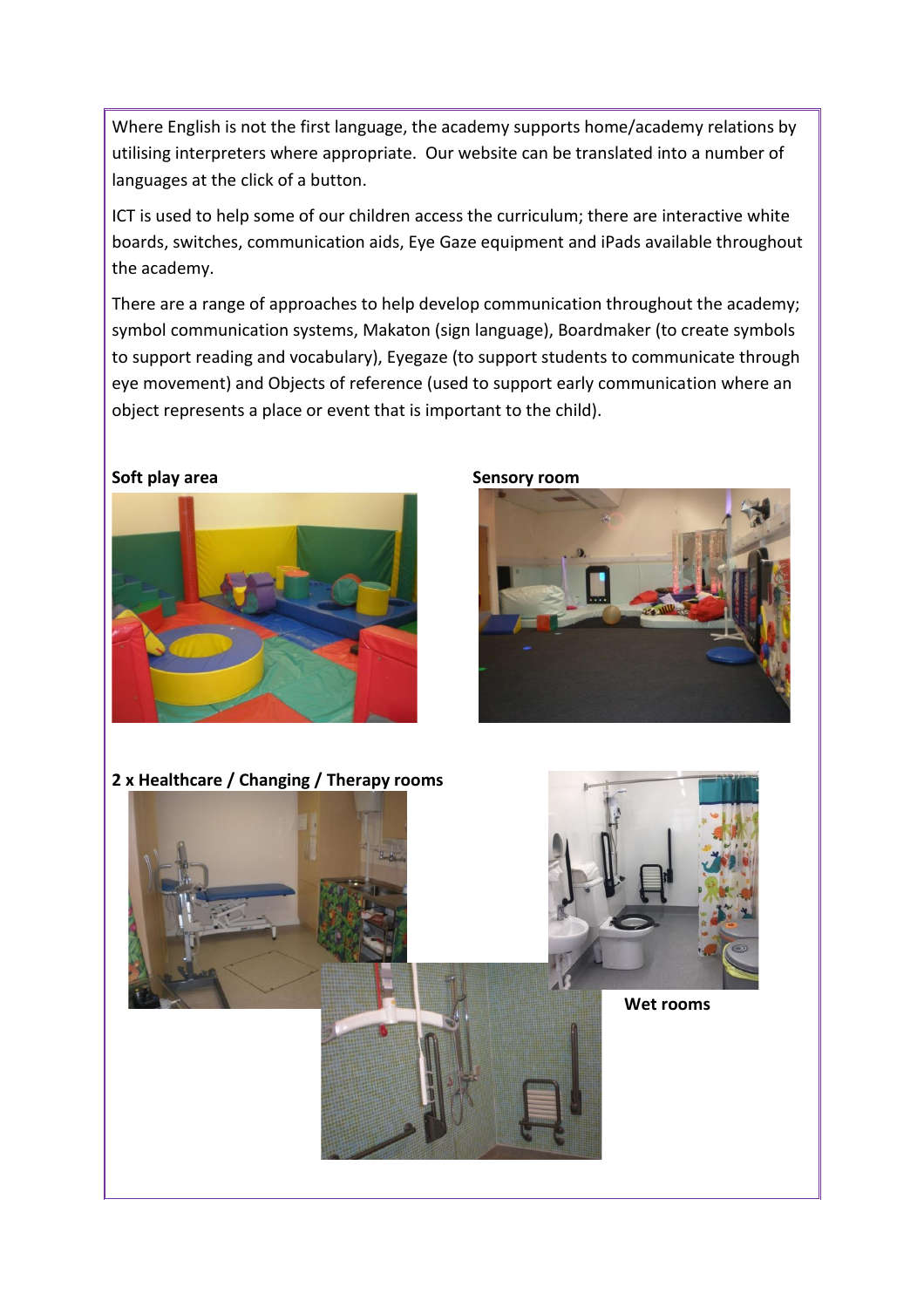Where English is not the first language, the academy supports home/academy relations by utilising interpreters where appropriate. Our website can be translated into a number of languages at the click of a button.

ICT is used to help some of our children access the curriculum; there are interactive white boards, switches, communication aids, Eye Gaze equipment and iPads available throughout the academy.

There are a range of approaches to help develop communication throughout the academy; symbol communication systems, Makaton (sign language), Boardmaker (to create symbols to support reading and vocabulary), Eyegaze (to support students to communicate through eye movement) and Objects of reference (used to support early communication where an object represents a place or event that is important to the child).

**Soft play area**

**Sensory room**

**2 x Healthcare / Changing / Therapy rooms**

**Wet rooms**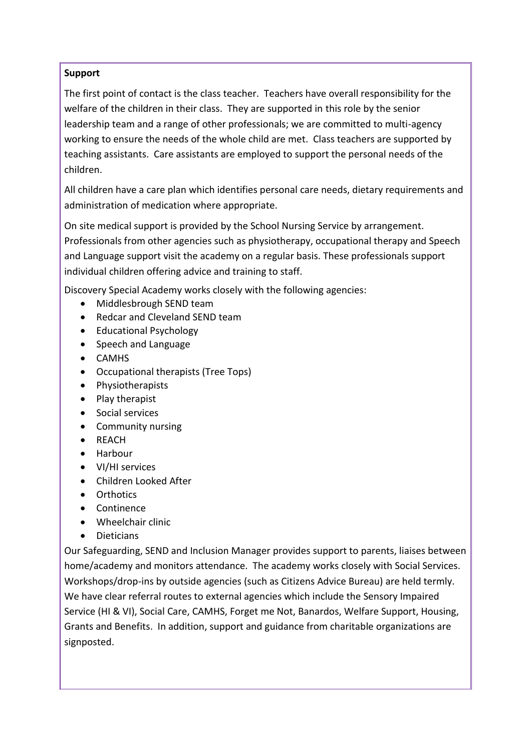**Support**

The first point of contact is the class teacher. Teachers have overall responsibility for the welfare of the children in their class. They are supported in this role by the senior leadership team and a range of other professionals; we are committed to multi-agency working to ensure the needs of the whole child are met. Class teachers are supported by teaching assistants. Care assistants are employed to support the personal needs of the children.

All children have a care plan which identifies personal care needs, dietary requirements and administration of medication where appropriate.

On site medical support is provided by the School Nursing Service by arrangement. Professionals from other agencies such as physiotherapy, occupational therapy and Speech and Language support visit the academy on a regular basis. These professionals support individual children offering advice and training to staff.

Discovery Special Academy works closely with the following agencies:

- Middlesbrough SEND team
- Redcar and Cleveland SEND team
- Educational Psychology
- Speech and Language
- CAMHS
- Occupational therapists (Tree Tops)
- Physiotherapists
- Play therapist
- Social services
- Community nursing
- REACH
- Harbour
- VI/HI services
- Children Looked After
- Orthotics
- Continence
- Wheelchair clinic
- Dieticians

Our Safeguarding, SEND and Inclusion Manager provides support to parents, liaises between home/academy and monitors attendance. The academy works closely with Social Services. Workshops/drop-ins by outside agencies (such as Citizens Advice Bureau) are held termly. We have clear referral routes to external agencies which include the Sensory Impaired Service (HI & VI), Social Care, CAMHS, Forget me Not, Banardos, Welfare Support, Housing, Grants and Benefits. In addition, support and guidance from charitable organizations are signposted.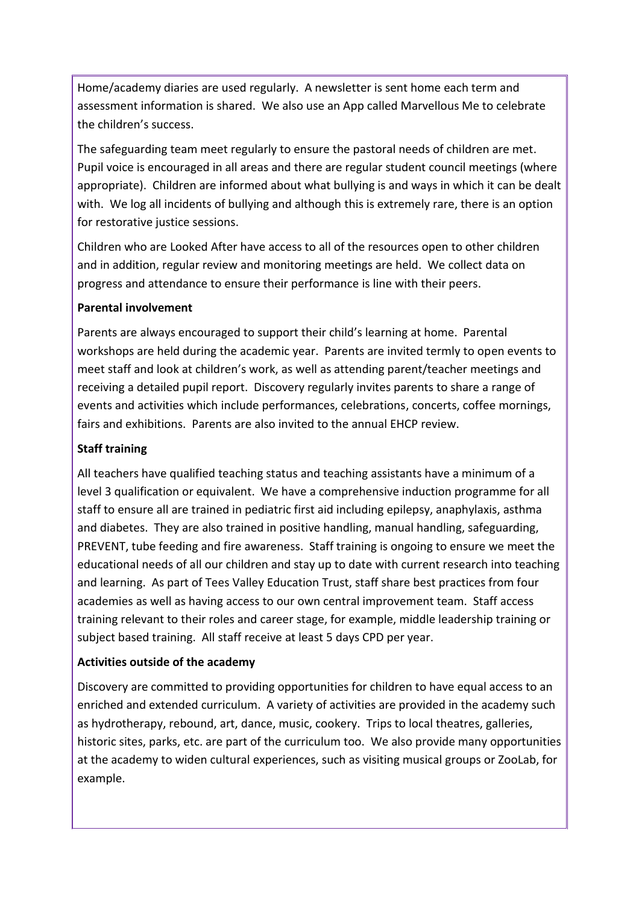Home/academy diaries are used regularly. A newsletter is sent home each term and assessment information is shared. We also use an App called Marvellous Me to celebrate the children's success.

The safeguarding team meet regularly to ensure the pastoral needs of children are met. Pupil voice is encouraged in all areas and there are regular student council meetings (where appropriate). Children are informed about what bullying is and ways in which it can be dealt with. We log all incidents of bullying and although this is extremely rare, there is an option for restorative justice sessions.

Children who are Looked After have access to all of the resources open to other children and in addition, regular review and monitoring meetings are held. We collect data on progress and attendance to ensure their performance is line with their peers.

**Parental involvement**

Parents are always encouraged to support their child's learning at home. Parental workshops are held during the academic year. Parents are invited termly to open events to meet staff and look at children's work, as well as attending parent/teacher meetings and receiving a detailed pupil report. Discovery regularly invites parents to share a range of events and activities which include performances, celebrations, concerts, coffee mornings, fairs and exhibitions. Parents are also invited to the annual EHCP review.

**Staff training**

All teachers have qualified teaching status and teaching assistants have a minimum of a level 3 qualification or equivalent. We have a comprehensive induction programme for all staff to ensure all are trained in pediatric first aid including epilepsy, anaphylaxis, asthma and diabetes. They are also trained in positive handling, manual handling, safeguarding, PREVENT, tube feeding and fire awareness. Staff training is ongoing to ensure we meet the educational needs of all our children and stay up to date with current research into teaching and learning. As part of Tees Valley Education Trust, staff share best practices from four academies as well as having access to our own central improvement team. Staff access training relevant to their roles and career stage, for example, middle leadership training or subject based training. All staff receive at least 5 days CPD per year.

**Activities outside of the academy**

Discovery are committed to providing opportunities for children to have equal access to an enriched and extended curriculum. A variety of activities are provided in the academy such as hydrotherapy, rebound, art, dance, music, cookery. Trips to local theatres, galleries, historic sites, parks, etc. are part of the curriculum too. We also provide many opportunities at the academy to widen cultural experiences, such as visiting musical groups or ZooLab, for example.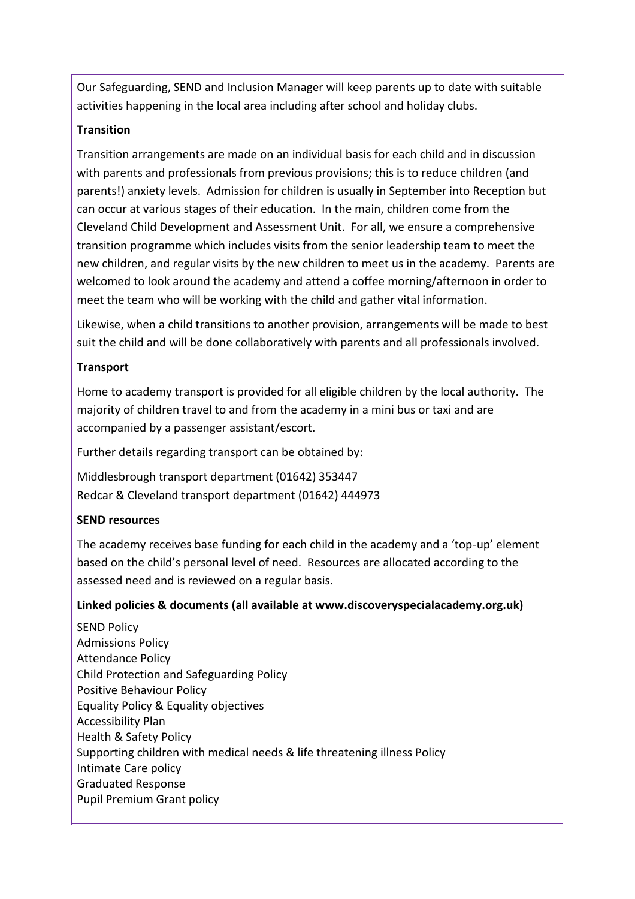Our Safeguarding, SEND and Inclusion Manager will keep parents up to date with suitable activities happening in the local area including after school and holiday clubs.

**Transition**

Transition arrangements are made on an individual basis for each child and in discussion with parents and professionals from previous provisions; this is to reduce children (and parents!) anxiety levels. Admission for children is usually in September into Reception but can occur at various stages of their education. In the main, children come from the Cleveland Child Development and Assessment Unit. For all, we ensure a comprehensive transition programme which includes visits from the senior leadership team to meet the new children, and regular visits by the new children to meet us in the academy. Parents are welcomed to look around the academy and attend a coffee morning/afternoon in order to meet the team who will be working with the child and gather vital information.

Likewise, when a child transitions to another provision, arrangements will be made to best suit the child and will be done collaboratively with parents and all professionals involved.

**Transport**

Home to academy transport is provided for all eligible children by the local authority. The majority of children travel to and from the academy in a mini bus or taxi and are accompanied by a passenger assistant/escort.

Further details regarding transport can be obtained by:

Middlesbrough transport department (01642) 353447
Redcar & Cleveland transport department (01642) 444973

**SEND resources**

The academy receives base funding for each child in the academy and a 'top-up' element based on the child's personal level of need. Resources are allocated according to the assessed need and is reviewed on a regular basis.

**Linked policies & documents (all available at www.discoveryspecialacademy.org.uk)**

SEND Policy
Admissions Policy
Attendance Policy
Child Protection and Safeguarding Policy
Positive Behaviour Policy
Equality Policy & Equality objectives
Accessibility Plan
Health & Safety Policy
Supporting children with medical needs & life threatening illness Policy
Intimate Care policy
Graduated Response
Pupil Premium Grant policy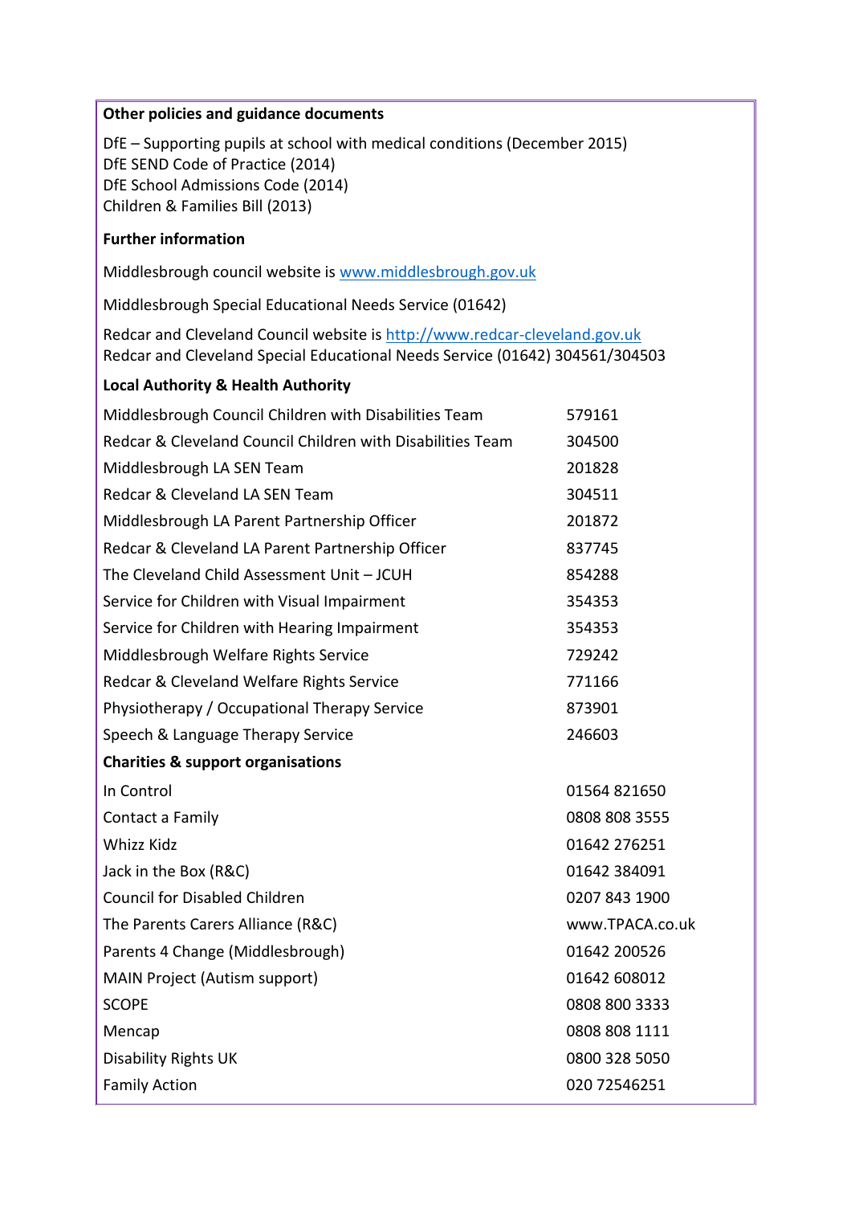**Other policies and guidance documents**

DfE – Supporting pupils at school with medical conditions (December 2015)
DfE SEND Code of Practice (2014)
DfE School Admissions Code (2014)
Children & Families Bill (2013)

**Further information**

Middlesbrough council website is www.middlesbrough.gov.uk

Middlesbrough Special Educational Needs Service (01642)

Redcar and Cleveland Council website is http://www.redcar-cleveland.gov.uk
Redcar and Cleveland Special Educational Needs Service (01642) 304561/304503

**Local Authority & Health Authority**

| | |
|---|---|
| Middlesbrough Council Children with Disabilities Team | 579161 |
| Redcar & Cleveland Council Children with Disabilities Team | 304500 |
| Middlesbrough LA SEN Team | 201828 |
| Redcar & Cleveland LA SEN Team | 304511 |
| Middlesbrough LA Parent Partnership Officer | 201872 |
| Redcar & Cleveland LA Parent Partnership Officer | 837745 |
| The Cleveland Child Assessment Unit – JCUH | 854288 |
| Service for Children with Visual Impairment | 354353 |
| Service for Children with Hearing Impairment | 354353 |
| Middlesbrough Welfare Rights Service | 729242 |
| Redcar & Cleveland Welfare Rights Service | 771166 |
| Physiotherapy / Occupational Therapy Service | 873901 |
| Speech & Language Therapy Service | 246603 |

**Charities & support organisations**

| | |
|---|---|
| In Control | 01564 821650 |
| Contact a Family | 0808 808 3555 |
| Whizz Kidz | 01642 276251 |
| Jack in the Box (R&C) | 01642 384091 |
| Council for Disabled Children | 0207 843 1900 |
| The Parents Carers Alliance (R&C) | www.TPACA.co.uk |
| Parents 4 Change (Middlesbrough) | 01642 200526 |
| MAIN Project (Autism support) | 01642 608012 |
| SCOPE | 0808 800 3333 |
| Mencap | 0808 808 1111 |
| Disability Rights UK | 0800 328 5050 |
| Family Action | 020 72546251 |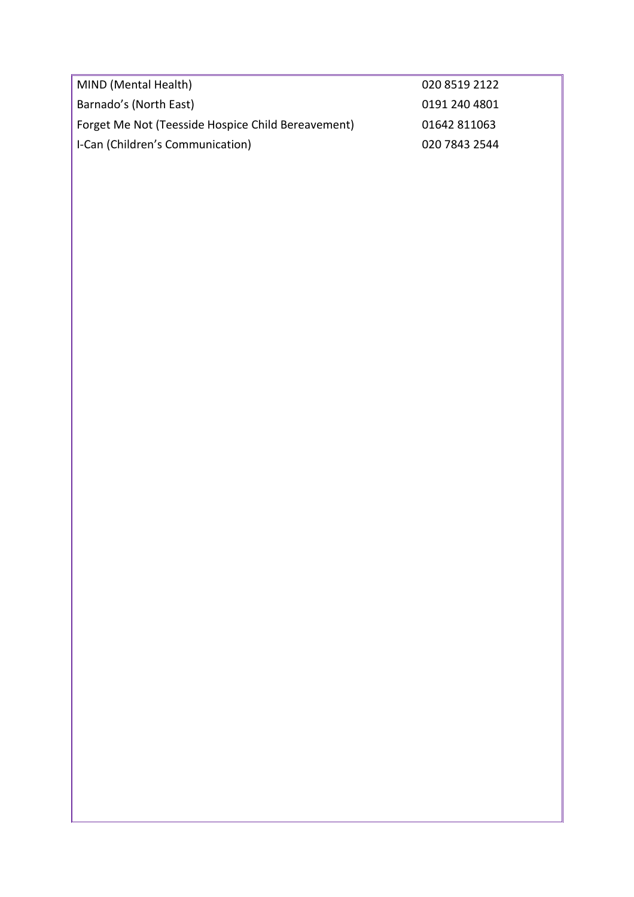| | |
|---|---|
| MIND (Mental Health) | 020 8519 2122 |
| Barnado's (North East) | 0191 240 4801 |
| Forget Me Not (Teesside Hospice Child Bereavement) | 01642 811063 |
| I-Can (Children's Communication) | 020 7843 2544 |